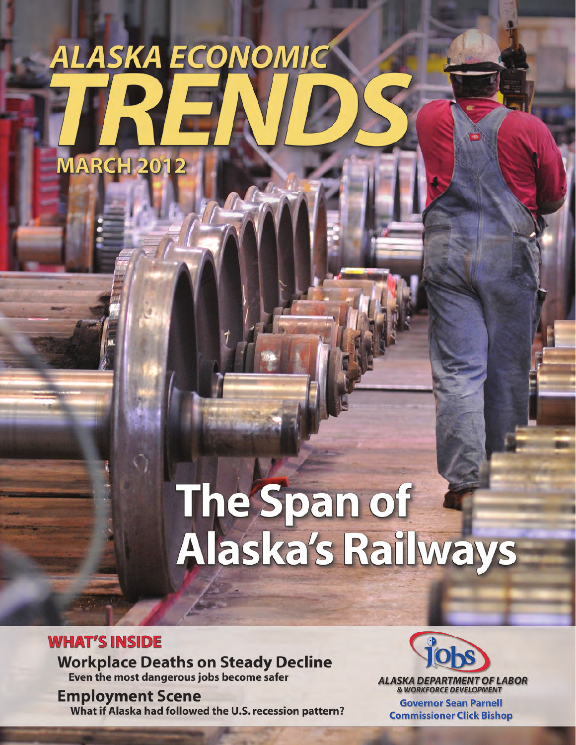# ALASKA ECONOMIC TRENDS

**MARCH 2012**

# The Span of Alaska's Railways

## WHAT'S INSIDE

**Workplace Deaths on Steady Decline**
Even the most dangerous jobs become safer

**Employment Scene**
What if Alaska had followed the U.S. recession pattern?

ALASKA DEPARTMENT OF LABOR & WORKFORCE DEVELOPMENT

Governor Sean Parnell
Commissioner Click Bishop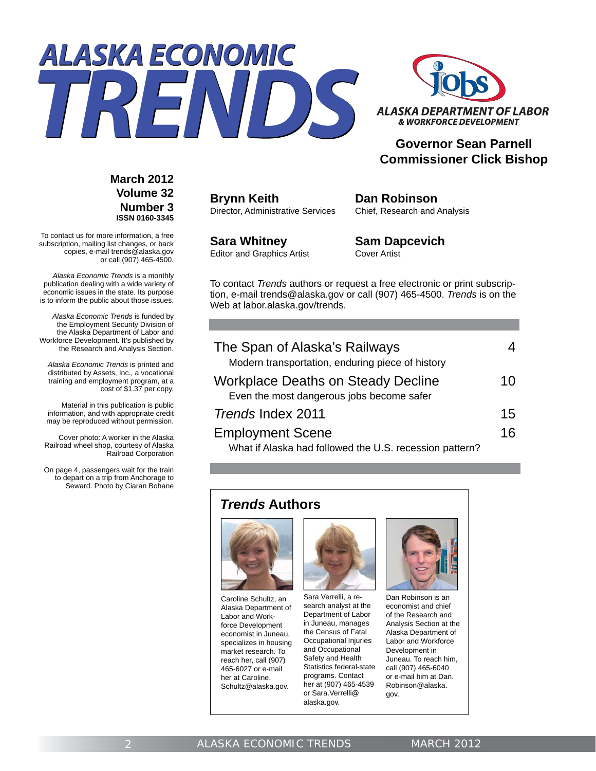# ALASKA ECONOMIC TRENDS

ALASKA DEPARTMENT OF LABOR & WORKFORCE DEVELOPMENT

**Governor Sean Parnell**
**Commissioner Click Bishop**

**March 2012**
**Volume 32**
**Number 3**
**ISSN 0160-3345**

To contact us for more information, a free subscription, mailing list changes, or back copies, e-mail trends@alaska.gov or call (907) 465-4500.

*Alaska Economic Trends* is a monthly publication dealing with a wide variety of economic issues in the state. Its purpose is to inform the public about those issues.

*Alaska Economic Trends* is funded by the Employment Security Division of the Alaska Department of Labor and Workforce Development. It's published by the Research and Analysis Section.

*Alaska Economic Trends* is printed and distributed by Assets, Inc., a vocational training and employment program, at a cost of $1.37 per copy.

Material in this publication is public information, and with appropriate credit may be reproduced without permission.

Cover photo: A worker in the Alaska Railroad wheel shop, courtesy of Alaska Railroad Corporation

On page 4, passengers wait for the train to depart on a trip from Anchorage to Seward. Photo by Ciaran Bohane

**Brynn Keith**
Director, Administrative Services

**Dan Robinson**
Chief, Research and Analysis

**Sara Whitney**
Editor and Graphics Artist

**Sam Dapcevich**
Cover Artist

To contact *Trends* authors or request a free electronic or print subscription, e-mail trends@alaska.gov or call (907) 465-4500. *Trends* is on the Web at labor.alaska.gov/trends.

| | |
|---|---|
| The Span of Alaska's Railways<br>Modern transportation, enduring piece of history | 4 |
| Workplace Deaths on Steady Decline<br>Even the most dangerous jobs become safer | 10 |
| *Trends* Index 2011 | 15 |
| Employment Scene<br>What if Alaska had followed the U.S. recession pattern? | 16 |

## *Trends* Authors

Caroline Schultz, an Alaska Department of Labor and Workforce Development economist in Juneau, specializes in housing market research. To reach her, call (907) 465-6027 or e-mail her at Caroline.Schultz@alaska.gov.

Sara Verrelli, a research analyst at the Department of Labor in Juneau, manages the Census of Fatal Occupational Injuries and Occupational Safety and Health Statistics federal-state programs. Contact her at (907) 465-4539 or Sara.Verrelli@alaska.gov.

Dan Robinson is an economist and chief of the Research and Analysis Section at the Alaska Department of Labor and Workforce Development in Juneau. To reach him, call (907) 465-6040 or e-mail him at Dan.Robinson@alaska.gov.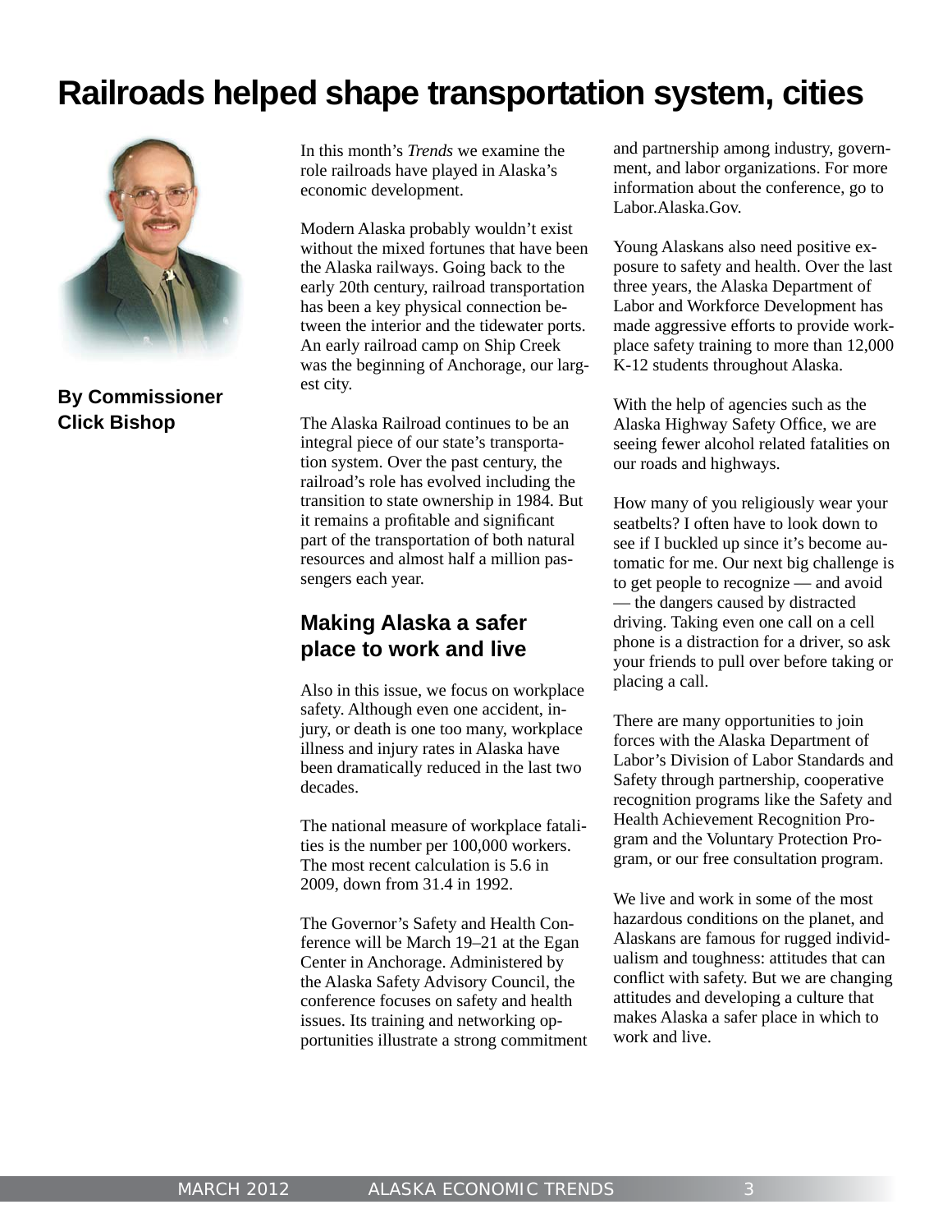# Railroads helped shape transportation system, cities

**By Commissioner Click Bishop**

In this month's *Trends* we examine the role railroads have played in Alaska's economic development.

Modern Alaska probably wouldn't exist without the mixed fortunes that have been the Alaska railways. Going back to the early 20th century, railroad transportation has been a key physical connection between the interior and the tidewater ports. An early railroad camp on Ship Creek was the beginning of Anchorage, our largest city.

The Alaska Railroad continues to be an integral piece of our state's transportation system. Over the past century, the railroad's role has evolved including the transition to state ownership in 1984. But it remains a profitable and significant part of the transportation of both natural resources and almost half a million passengers each year.

## Making Alaska a safer place to work and live

Also in this issue, we focus on workplace safety. Although even one accident, injury, or death is one too many, workplace illness and injury rates in Alaska have been dramatically reduced in the last two decades.

The national measure of workplace fatalities is the number per 100,000 workers. The most recent calculation is 5.6 in 2009, down from 31.4 in 1992.

The Governor's Safety and Health Conference will be March 19–21 at the Egan Center in Anchorage. Administered by the Alaska Safety Advisory Council, the conference focuses on safety and health issues. Its training and networking opportunities illustrate a strong commitment and partnership among industry, government, and labor organizations. For more information about the conference, go to Labor.Alaska.Gov.

Young Alaskans also need positive exposure to safety and health. Over the last three years, the Alaska Department of Labor and Workforce Development has made aggressive efforts to provide workplace safety training to more than 12,000 K-12 students throughout Alaska.

With the help of agencies such as the Alaska Highway Safety Office, we are seeing fewer alcohol related fatalities on our roads and highways.

How many of you religiously wear your seatbelts? I often have to look down to see if I buckled up since it's become automatic for me. Our next big challenge is to get people to recognize — and avoid — the dangers caused by distracted driving. Taking even one call on a cell phone is a distraction for a driver, so ask your friends to pull over before taking or placing a call.

There are many opportunities to join forces with the Alaska Department of Labor's Division of Labor Standards and Safety through partnership, cooperative recognition programs like the Safety and Health Achievement Recognition Program and the Voluntary Protection Program, or our free consultation program.

We live and work in some of the most hazardous conditions on the planet, and Alaskans are famous for rugged individualism and toughness: attitudes that can conflict with safety. But we are changing attitudes and developing a culture that makes Alaska a safer place in which to work and live.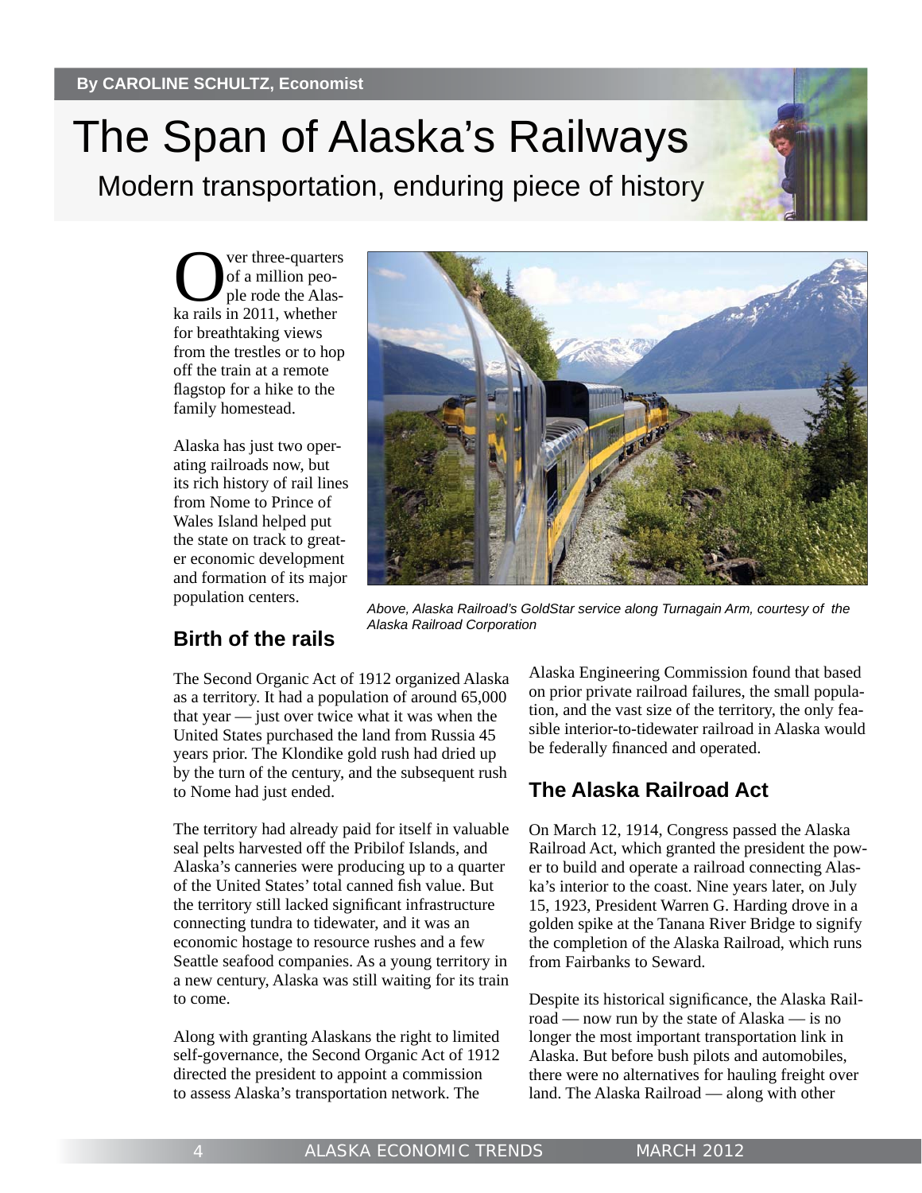By CAROLINE SCHULTZ, Economist

# The Span of Alaska's Railways

## Modern transportation, enduring piece of history

Over three-quarters of a million people rode the Alaska rails in 2011, whether for breathtaking views from the trestles or to hop off the train at a remote flagstop for a hike to the family homestead.

Alaska has just two operating railroads now, but its rich history of rail lines from Nome to Prince of Wales Island helped put the state on track to greater economic development and formation of its major population centers.

*Above, Alaska Railroad's GoldStar service along Turnagain Arm, courtesy of the Alaska Railroad Corporation*

### Birth of the rails

The Second Organic Act of 1912 organized Alaska as a territory. It had a population of around 65,000 that year — just over twice what it was when the United States purchased the land from Russia 45 years prior. The Klondike gold rush had dried up by the turn of the century, and the subsequent rush to Nome had just ended.

The territory had already paid for itself in valuable seal pelts harvested off the Pribilof Islands, and Alaska's canneries were producing up to a quarter of the United States' total canned fish value. But the territory still lacked significant infrastructure connecting tundra to tidewater, and it was an economic hostage to resource rushes and a few Seattle seafood companies. As a young territory in a new century, Alaska was still waiting for its train to come.

Along with granting Alaskans the right to limited self-governance, the Second Organic Act of 1912 directed the president to appoint a commission to assess Alaska's transportation network. The Alaska Engineering Commission found that based on prior private railroad failures, the small population, and the vast size of the territory, the only feasible interior-to-tidewater railroad in Alaska would be federally financed and operated.

### The Alaska Railroad Act

On March 12, 1914, Congress passed the Alaska Railroad Act, which granted the president the power to build and operate a railroad connecting Alaska's interior to the coast. Nine years later, on July 15, 1923, President Warren G. Harding drove in a golden spike at the Tanana River Bridge to signify the completion of the Alaska Railroad, which runs from Fairbanks to Seward.

Despite its historical significance, the Alaska Railroad — now run by the state of Alaska — is no longer the most important transportation link in Alaska. But before bush pilots and automobiles, there were no alternatives for hauling freight over land. The Alaska Railroad — along with other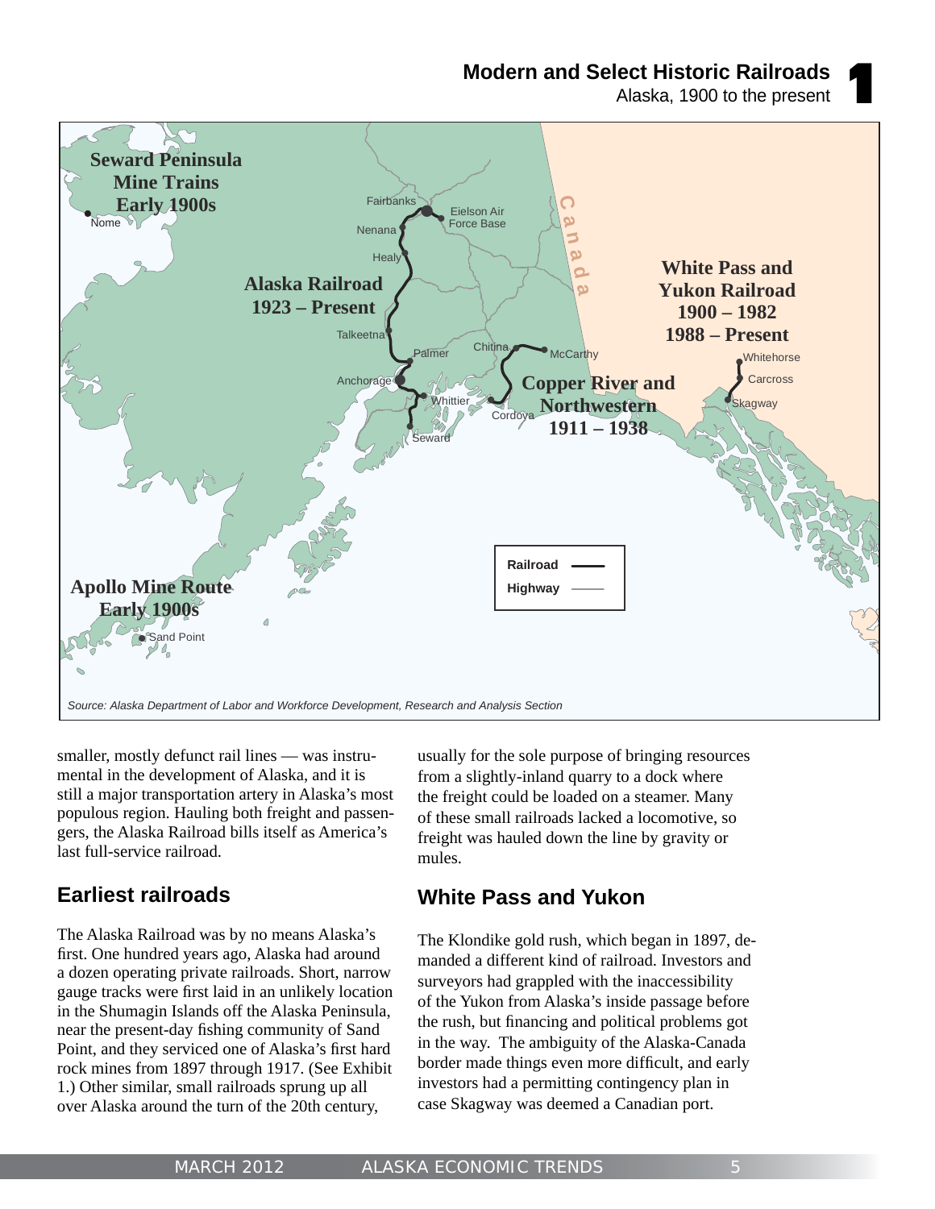## Modern and Select Historic Railroads 1

Alaska, 1900 to the present

Seward Peninsula Mine Trains Early 1900s

Alaska Railroad 1923 – Present

White Pass and Yukon Railroad 1900 – 1982 1988 – Present

Copper River and Northwestern 1911 – 1938

Apollo Mine Route Early 1900s

Nome, Fairbanks, Eielson Air Force Base, Nenana, Healy, Talkeetna, Palmer, Anchorage, Whittier, Seward, Chitina, McCarthy, Cordova, Whitehorse, Carcross, Skagway, Sand Point, Canada

Railroad ——— Highway ———

*Source: Alaska Department of Labor and Workforce Development, Research and Analysis Section*

smaller, mostly defunct rail lines — was instrumental in the development of Alaska, and it is still a major transportation artery in Alaska's most populous region. Hauling both freight and passengers, the Alaska Railroad bills itself as America's last full-service railroad.

## Earliest railroads

The Alaska Railroad was by no means Alaska's first. One hundred years ago, Alaska had around a dozen operating private railroads. Short, narrow gauge tracks were first laid in an unlikely location in the Shumagin Islands off the Alaska Peninsula, near the present-day fishing community of Sand Point, and they serviced one of Alaska's first hard rock mines from 1897 through 1917. (See Exhibit 1.) Other similar, small railroads sprung up all over Alaska around the turn of the 20th century, usually for the sole purpose of bringing resources from a slightly-inland quarry to a dock where the freight could be loaded on a steamer. Many of these small railroads lacked a locomotive, so freight was hauled down the line by gravity or mules.

## White Pass and Yukon

The Klondike gold rush, which began in 1897, demanded a different kind of railroad. Investors and surveyors had grappled with the inaccessibility of the Yukon from Alaska's inside passage before the rush, but financing and political problems got in the way. The ambiguity of the Alaska-Canada border made things even more difficult, and early investors had a permitting contingency plan in case Skagway was deemed a Canadian port.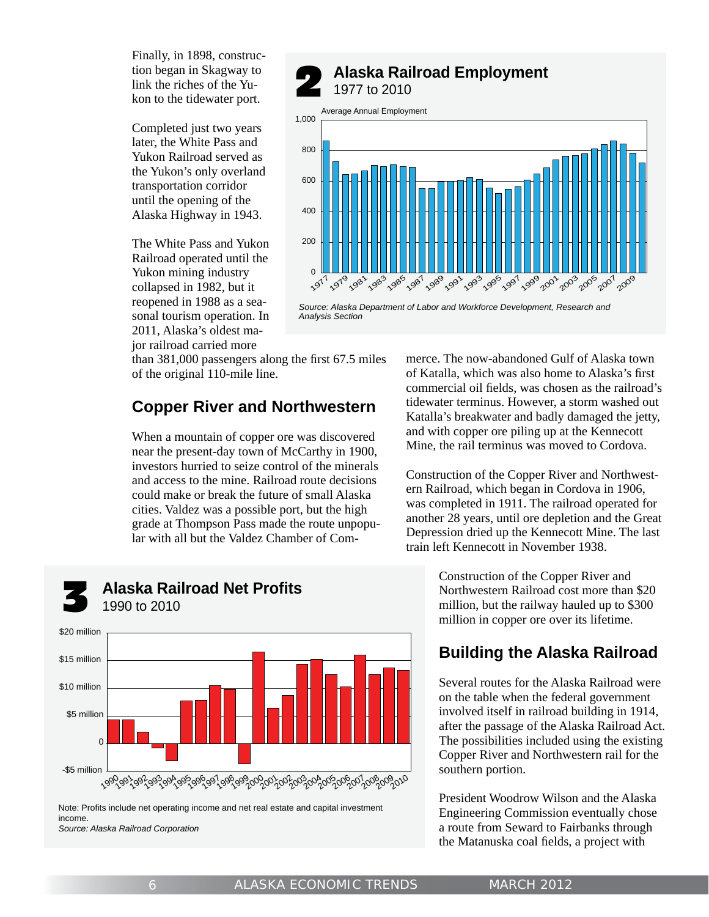Finally, in 1898, construction began in Skagway to link the riches of the Yukon to the tidewater port.

Completed just two years later, the White Pass and Yukon Railroad served as the Yukon's only overland transportation corridor until the opening of the Alaska Highway in 1943.

The White Pass and Yukon Railroad operated until the Yukon mining industry collapsed in 1982, but it reopened in 1988 as a seasonal tourism operation. In 2011, Alaska's oldest major railroad carried more than 381,000 passengers along the first 67.5 miles of the original 110-mile line.

**2 Alaska Railroad Employment**
1977 to 2010

Average Annual Employment

*Source: Alaska Department of Labor and Workforce Development, Research and Analysis Section*

## Copper River and Northwestern

When a mountain of copper ore was discovered near the present-day town of McCarthy in 1900, investors hurried to seize control of the minerals and access to the mine. Railroad route decisions could make or break the future of small Alaska cities. Valdez was a possible port, but the high grade at Thompson Pass made the route unpopular with all but the Valdez Chamber of Commerce. The now-abandoned Gulf of Alaska town of Katalla, which was also home to Alaska's first commercial oil fields, was chosen as the railroad's tidewater terminus. However, a storm washed out Katalla's breakwater and badly damaged the jetty, and with copper ore piling up at the Kennecott Mine, the rail terminus was moved to Cordova.

Construction of the Copper River and Northwestern Railroad, which began in Cordova in 1906, was completed in 1911. The railroad operated for another 28 years, until ore depletion and the Great Depression dried up the Kennecott Mine. The last train left Kennecott in November 1938.

Construction of the Copper River and Northwestern Railroad cost more than $20 million, but the railway hauled up to $300 million in copper ore over its lifetime.

**3 Alaska Railroad Net Profits**
1990 to 2010

Note: Profits include net operating income and net real estate and capital investment income.
*Source: Alaska Railroad Corporation*

## Building the Alaska Railroad

Several routes for the Alaska Railroad were on the table when the federal government involved itself in railroad building in 1914, after the passage of the Alaska Railroad Act. The possibilities included using the existing Copper River and Northwestern rail for the southern portion.

President Woodrow Wilson and the Alaska Engineering Commission eventually chose a route from Seward to Fairbanks through the Matanuska coal fields, a project with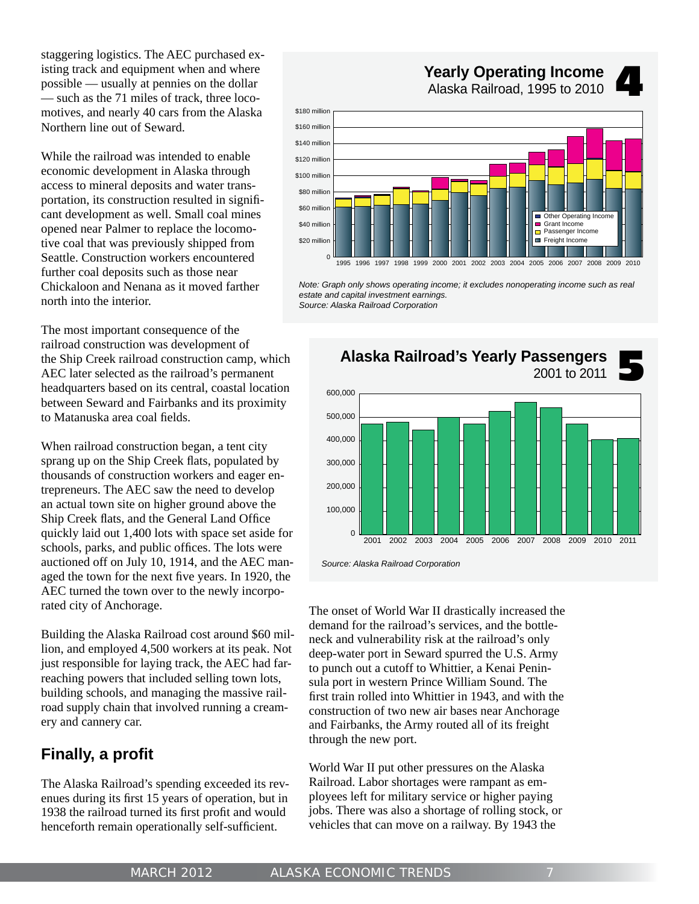staggering logistics. The AEC purchased existing track and equipment when and where possible — usually at pennies on the dollar — such as the 71 miles of track, three locomotives, and nearly 40 cars from the Alaska Northern line out of Seward.

While the railroad was intended to enable economic development in Alaska through access to mineral deposits and water transportation, its construction resulted in significant development as well. Small coal mines opened near Palmer to replace the locomotive coal that was previously shipped from Seattle. Construction workers encountered further coal deposits such as those near Chickaloon and Nenana as it moved farther north into the interior.

The most important consequence of the railroad construction was development of the Ship Creek railroad construction camp, which AEC later selected as the railroad's permanent headquarters based on its central, coastal location between Seward and Fairbanks and its proximity to Matanuska area coal fields.

When railroad construction began, a tent city sprang up on the Ship Creek flats, populated by thousands of construction workers and eager entrepreneurs. The AEC saw the need to develop an actual town site on higher ground above the Ship Creek flats, and the General Land Office quickly laid out 1,400 lots with space set aside for schools, parks, and public offices. The lots were auctioned off on July 10, 1914, and the AEC managed the town for the next five years. In 1920, the AEC turned the town over to the newly incorporated city of Anchorage.

Building the Alaska Railroad cost around $60 million, and employed 4,500 workers at its peak. Not just responsible for laying track, the AEC had far-reaching powers that included selling town lots, building schools, and managing the massive railroad supply chain that involved running a creamery and cannery car.

## Finally, a profit

The Alaska Railroad's spending exceeded its revenues during its first 15 years of operation, but in 1938 the railroad turned its first profit and would henceforth remain operationally self-sufficient.

**4 Yearly Operating Income**
Alaska Railroad, 1995 to 2010

*Note: Graph only shows operating income; it excludes nonoperating income such as real estate and capital investment earnings.*
*Source: Alaska Railroad Corporation*

**5 Alaska Railroad's Yearly Passengers**
2001 to 2011

*Source: Alaska Railroad Corporation*

The onset of World War II drastically increased the demand for the railroad's services, and the bottleneck and vulnerability risk at the railroad's only deep-water port in Seward spurred the U.S. Army to punch out a cutoff to Whittier, a Kenai Peninsula port in western Prince William Sound. The first train rolled into Whittier in 1943, and with the construction of two new air bases near Anchorage and Fairbanks, the Army routed all of its freight through the new port.

World War II put other pressures on the Alaska Railroad. Labor shortages were rampant as employees left for military service or higher paying jobs. There was also a shortage of rolling stock, or vehicles that can move on a railway. By 1943 the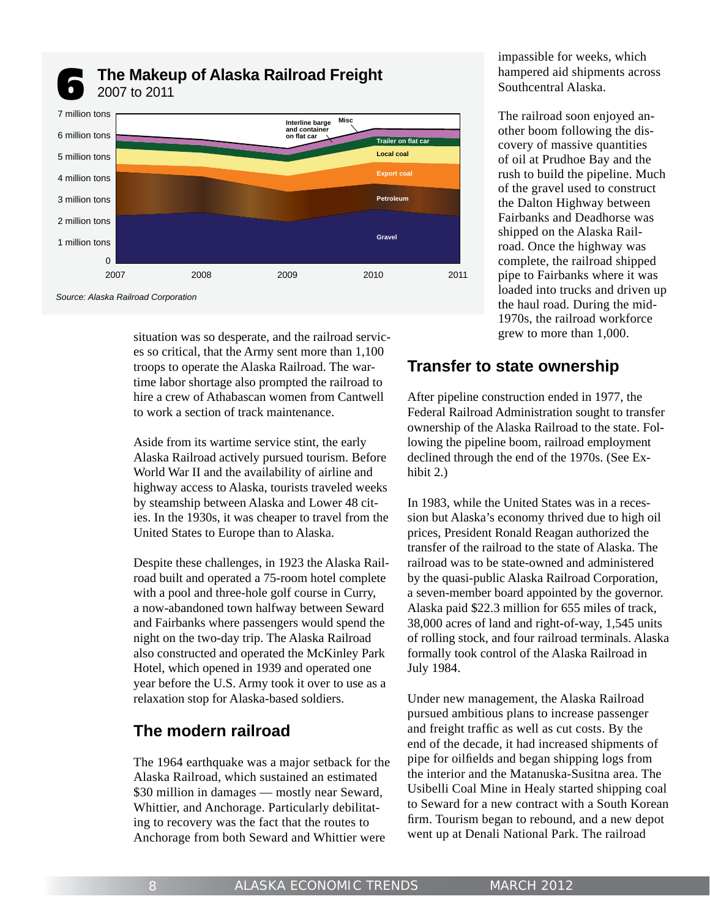## 6 The Makeup of Alaska Railroad Freight

2007 to 2011

Source: Alaska Railroad Corporation

situation was so desperate, and the railroad services so critical, that the Army sent more than 1,100 troops to operate the Alaska Railroad. The wartime labor shortage also prompted the railroad to hire a crew of Athabascan women from Cantwell to work a section of track maintenance.

Aside from its wartime service stint, the early Alaska Railroad actively pursued tourism. Before World War II and the availability of airline and highway access to Alaska, tourists traveled weeks by steamship between Alaska and Lower 48 cities. In the 1930s, it was cheaper to travel from the United States to Europe than to Alaska.

Despite these challenges, in 1923 the Alaska Railroad built and operated a 75-room hotel complete with a pool and three-hole golf course in Curry, a now-abandoned town halfway between Seward and Fairbanks where passengers would spend the night on the two-day trip. The Alaska Railroad also constructed and operated the McKinley Park Hotel, which opened in 1939 and operated one year before the U.S. Army took it over to use as a relaxation stop for Alaska-based soldiers.

## The modern railroad

The 1964 earthquake was a major setback for the Alaska Railroad, which sustained an estimated $30 million in damages — mostly near Seward, Whittier, and Anchorage. Particularly debilitating to recovery was the fact that the routes to Anchorage from both Seward and Whittier were impassible for weeks, which hampered aid shipments across Southcentral Alaska.

The railroad soon enjoyed another boom following the discovery of massive quantities of oil at Prudhoe Bay and the rush to build the pipeline. Much of the gravel used to construct the Dalton Highway between Fairbanks and Deadhorse was shipped on the Alaska Railroad. Once the highway was complete, the railroad shipped pipe to Fairbanks where it was loaded into trucks and driven up the haul road. During the mid-1970s, the railroad workforce grew to more than 1,000.

## Transfer to state ownership

After pipeline construction ended in 1977, the Federal Railroad Administration sought to transfer ownership of the Alaska Railroad to the state. Following the pipeline boom, railroad employment declined through the end of the 1970s. (See Exhibit 2.)

In 1983, while the United States was in a recession but Alaska's economy thrived due to high oil prices, President Ronald Reagan authorized the transfer of the railroad to the state of Alaska. The railroad was to be state-owned and administered by the quasi-public Alaska Railroad Corporation, a seven-member board appointed by the governor. Alaska paid $22.3 million for 655 miles of track, 38,000 acres of land and right-of-way, 1,545 units of rolling stock, and four railroad terminals. Alaska formally took control of the Alaska Railroad in July 1984.

Under new management, the Alaska Railroad pursued ambitious plans to increase passenger and freight traffic as well as cut costs. By the end of the decade, it had increased shipments of pipe for oilfields and began shipping logs from the interior and the Matanuska-Susitna area. The Usibelli Coal Mine in Healy started shipping coal to Seward for a new contract with a South Korean firm. Tourism began to rebound, and a new depot went up at Denali National Park. The railroad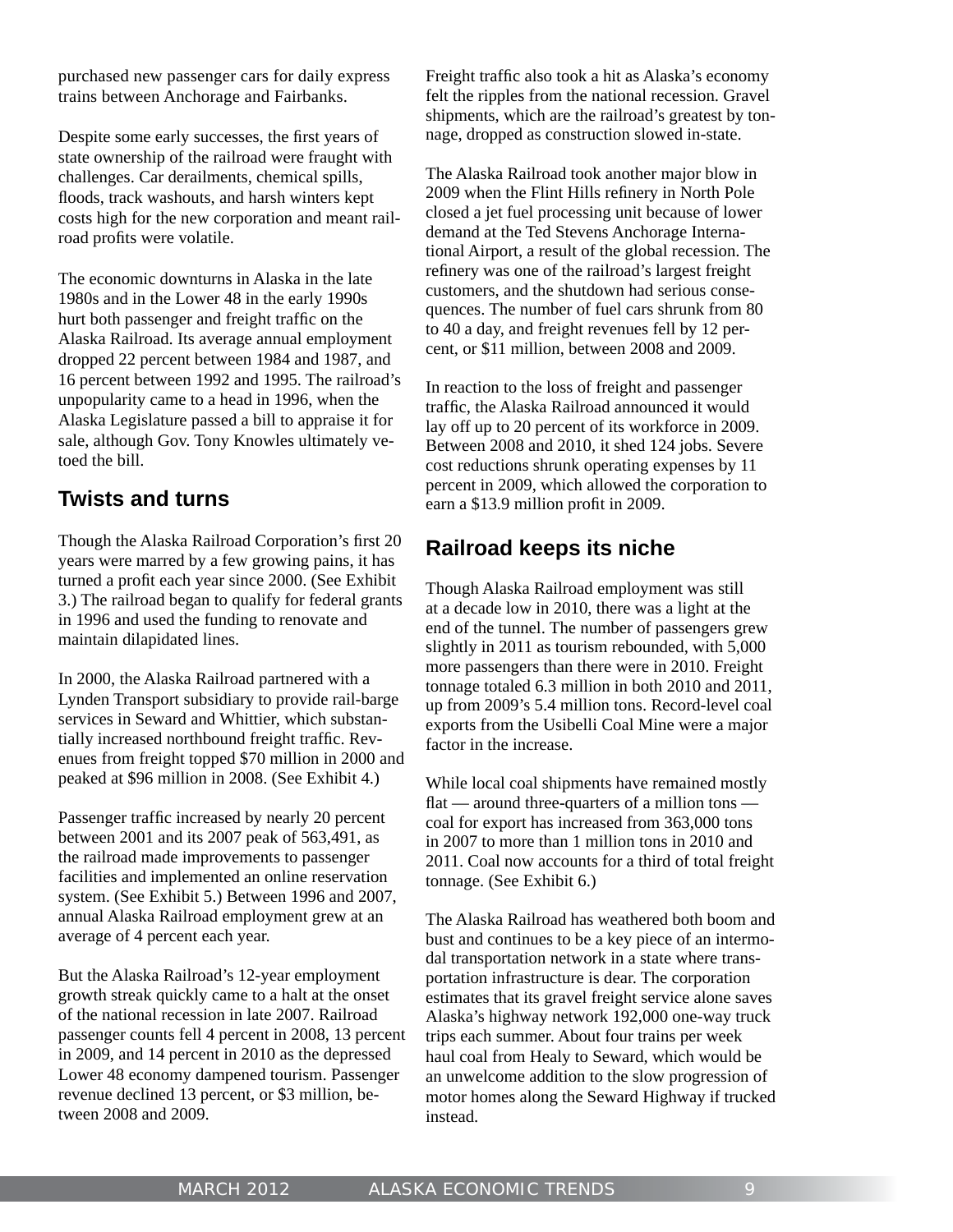purchased new passenger cars for daily express trains between Anchorage and Fairbanks.

Despite some early successes, the first years of state ownership of the railroad were fraught with challenges. Car derailments, chemical spills, floods, track washouts, and harsh winters kept costs high for the new corporation and meant railroad profits were volatile.

The economic downturns in Alaska in the late 1980s and in the Lower 48 in the early 1990s hurt both passenger and freight traffic on the Alaska Railroad. Its average annual employment dropped 22 percent between 1984 and 1987, and 16 percent between 1992 and 1995. The railroad's unpopularity came to a head in 1996, when the Alaska Legislature passed a bill to appraise it for sale, although Gov. Tony Knowles ultimately vetoed the bill.

## Twists and turns

Though the Alaska Railroad Corporation's first 20 years were marred by a few growing pains, it has turned a profit each year since 2000. (See Exhibit 3.) The railroad began to qualify for federal grants in 1996 and used the funding to renovate and maintain dilapidated lines.

In 2000, the Alaska Railroad partnered with a Lynden Transport subsidiary to provide rail-barge services in Seward and Whittier, which substantially increased northbound freight traffic. Revenues from freight topped $70 million in 2000 and peaked at $96 million in 2008. (See Exhibit 4.)

Passenger traffic increased by nearly 20 percent between 2001 and its 2007 peak of 563,491, as the railroad made improvements to passenger facilities and implemented an online reservation system. (See Exhibit 5.) Between 1996 and 2007, annual Alaska Railroad employment grew at an average of 4 percent each year.

But the Alaska Railroad's 12-year employment growth streak quickly came to a halt at the onset of the national recession in late 2007. Railroad passenger counts fell 4 percent in 2008, 13 percent in 2009, and 14 percent in 2010 as the depressed Lower 48 economy dampened tourism. Passenger revenue declined 13 percent, or $3 million, between 2008 and 2009.

Freight traffic also took a hit as Alaska's economy felt the ripples from the national recession. Gravel shipments, which are the railroad's greatest by tonnage, dropped as construction slowed in-state.

The Alaska Railroad took another major blow in 2009 when the Flint Hills refinery in North Pole closed a jet fuel processing unit because of lower demand at the Ted Stevens Anchorage International Airport, a result of the global recession. The refinery was one of the railroad's largest freight customers, and the shutdown had serious consequences. The number of fuel cars shrunk from 80 to 40 a day, and freight revenues fell by 12 percent, or $11 million, between 2008 and 2009.

In reaction to the loss of freight and passenger traffic, the Alaska Railroad announced it would lay off up to 20 percent of its workforce in 2009. Between 2008 and 2010, it shed 124 jobs. Severe cost reductions shrunk operating expenses by 11 percent in 2009, which allowed the corporation to earn a $13.9 million profit in 2009.

## Railroad keeps its niche

Though Alaska Railroad employment was still at a decade low in 2010, there was a light at the end of the tunnel. The number of passengers grew slightly in 2011 as tourism rebounded, with 5,000 more passengers than there were in 2010. Freight tonnage totaled 6.3 million in both 2010 and 2011, up from 2009's 5.4 million tons. Record-level coal exports from the Usibelli Coal Mine were a major factor in the increase.

While local coal shipments have remained mostly flat — around three-quarters of a million tons — coal for export has increased from 363,000 tons in 2007 to more than 1 million tons in 2010 and 2011. Coal now accounts for a third of total freight tonnage. (See Exhibit 6.)

The Alaska Railroad has weathered both boom and bust and continues to be a key piece of an intermodal transportation network in a state where transportation infrastructure is dear. The corporation estimates that its gravel freight service alone saves Alaska's highway network 192,000 one-way truck trips each summer. About four trains per week haul coal from Healy to Seward, which would be an unwelcome addition to the slow progression of motor homes along the Seward Highway if trucked instead.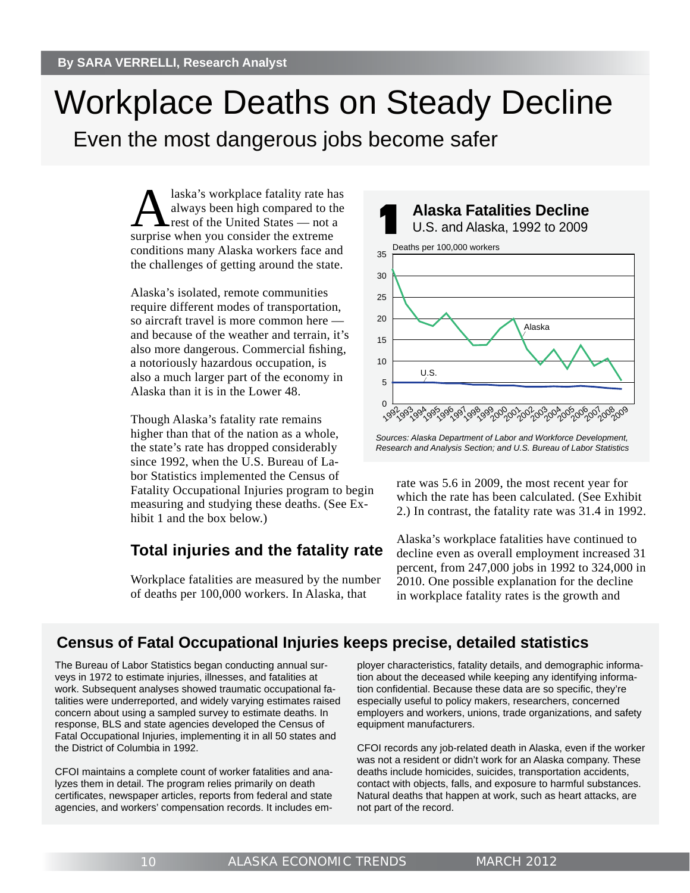By SARA VERRELLI, Research Analyst

# Workplace Deaths on Steady Decline

## Even the most dangerous jobs become safer

Alaska's workplace fatality rate has always been high compared to the rest of the United States — not a surprise when you consider the extreme conditions many Alaska workers face and the challenges of getting around the state.

Alaska's isolated, remote communities require different modes of transportation, so aircraft travel is more common here — and because of the weather and terrain, it's also more dangerous. Commercial fishing, a notoriously hazardous occupation, is also a much larger part of the economy in Alaska than it is in the Lower 48.

Though Alaska's fatality rate remains higher than that of the nation as a whole, the state's rate has dropped considerably since 1992, when the U.S. Bureau of Labor Statistics implemented the Census of Fatality Occupational Injuries program to begin measuring and studying these deaths. (See Exhibit 1 and the box below.)

**1 Alaska Fatalities Decline**
U.S. and Alaska, 1992 to 2009

Deaths per 100,000 workers

*Sources: Alaska Department of Labor and Workforce Development, Research and Analysis Section; and U.S. Bureau of Labor Statistics*

### Total injuries and the fatality rate

Workplace fatalities are measured by the number of deaths per 100,000 workers. In Alaska, that rate was 5.6 in 2009, the most recent year for which the rate has been calculated. (See Exhibit 2.) In contrast, the fatality rate was 31.4 in 1992.

Alaska's workplace fatalities have continued to decline even as overall employment increased 31 percent, from 247,000 jobs in 1992 to 324,000 in 2010. One possible explanation for the decline in workplace fatality rates is the growth and

### Census of Fatal Occupational Injuries keeps precise, detailed statistics

The Bureau of Labor Statistics began conducting annual surveys in 1972 to estimate injuries, illnesses, and fatalities at work. Subsequent analyses showed traumatic occupational fatalities were underreported, and widely varying estimates raised concern about using a sampled survey to estimate deaths. In response, BLS and state agencies developed the Census of Fatal Occupational Injuries, implementing it in all 50 states and the District of Columbia in 1992.

CFOI maintains a complete count of worker fatalities and analyzes them in detail. The program relies primarily on death certificates, newspaper articles, reports from federal and state agencies, and workers' compensation records. It includes employer characteristics, fatality details, and demographic information about the deceased while keeping any identifying information confidential. Because these data are so specific, they're especially useful to policy makers, researchers, concerned employers and workers, unions, trade organizations, and safety equipment manufacturers.

CFOI records any job-related death in Alaska, even if the worker was not a resident or didn't work for an Alaska company. These deaths include homicides, suicides, transportation accidents, contact with objects, falls, and exposure to harmful substances. Natural deaths that happen at work, such as heart attacks, are not part of the record.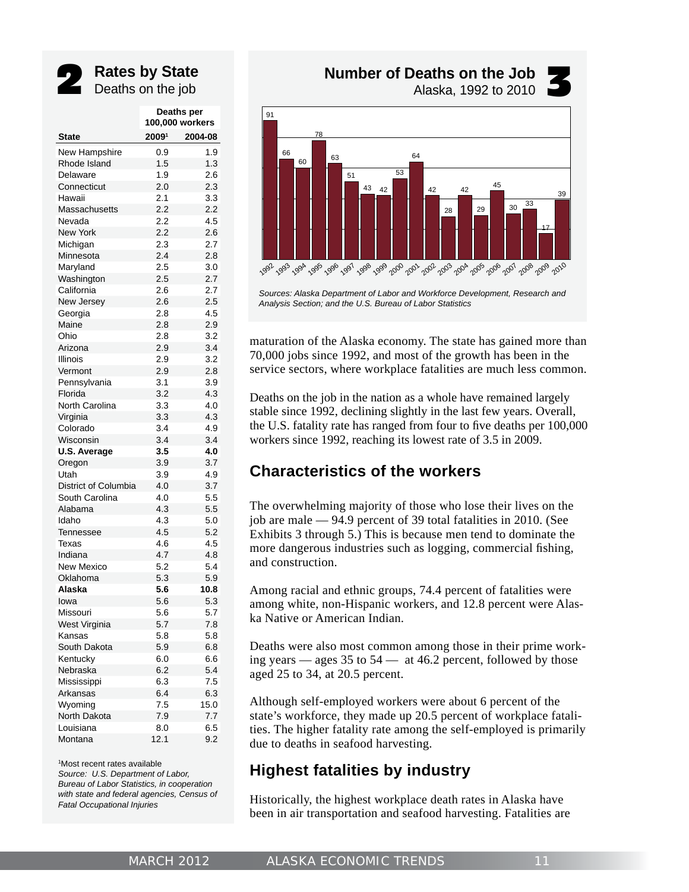## 2 Rates by State

Deaths on the job

| State | Deaths per 100,000 workers 2009[1] | 2004-08 |
|---|---|---|
| New Hampshire | 0.9 | 1.9 |
| Rhode Island | 1.5 | 1.3 |
| Delaware | 1.9 | 2.6 |
| Connecticut | 2.0 | 2.3 |
| Hawaii | 2.1 | 3.3 |
| Massachusetts | 2.2 | 2.2 |
| Nevada | 2.2 | 4.5 |
| New York | 2.2 | 2.6 |
| Michigan | 2.3 | 2.7 |
| Minnesota | 2.4 | 2.8 |
| Maryland | 2.5 | 3.0 |
| Washington | 2.5 | 2.7 |
| California | 2.6 | 2.7 |
| New Jersey | 2.6 | 2.5 |
| Georgia | 2.8 | 4.5 |
| Maine | 2.8 | 2.9 |
| Ohio | 2.8 | 3.2 |
| Arizona | 2.9 | 3.4 |
| Illinois | 2.9 | 3.2 |
| Vermont | 2.9 | 2.8 |
| Pennsylvania | 3.1 | 3.9 |
| Florida | 3.2 | 4.3 |
| North Carolina | 3.3 | 4.0 |
| Virginia | 3.3 | 4.3 |
| Colorado | 3.4 | 4.9 |
| Wisconsin | 3.4 | 3.4 |
| **U.S. Average** | **3.5** | **4.0** |
| Oregon | 3.9 | 3.7 |
| Utah | 3.9 | 4.9 |
| District of Columbia | 4.0 | 3.7 |
| South Carolina | 4.0 | 5.5 |
| Alabama | 4.3 | 5.5 |
| Idaho | 4.3 | 5.0 |
| Tennessee | 4.5 | 5.2 |
| Texas | 4.6 | 4.5 |
| Indiana | 4.7 | 4.8 |
| New Mexico | 5.2 | 5.4 |
| Oklahoma | 5.3 | 5.9 |
| **Alaska** | **5.6** | **10.8** |
| Iowa | 5.6 | 5.3 |
| Missouri | 5.6 | 5.7 |
| West Virginia | 5.7 | 7.8 |
| Kansas | 5.8 | 5.8 |
| South Dakota | 5.9 | 6.8 |
| Kentucky | 6.0 | 6.6 |
| Nebraska | 6.2 | 5.4 |
| Mississippi | 6.3 | 7.5 |
| Arkansas | 6.4 | 6.3 |
| Wyoming | 7.5 | 15.0 |
| North Dakota | 7.9 | 7.7 |
| Louisiana | 8.0 | 6.5 |
| Montana | 12.1 | 9.2 |

[1]Most recent rates available
*Source: U.S. Department of Labor, Bureau of Labor Statistics, in cooperation with state and federal agencies, Census of Fatal Occupational Injuries*

## 3 Number of Deaths on the Job

Alaska, 1992 to 2010

| Year | Deaths |
|---|---|
| 1992 | 91 |
| 1993 | 66 |
| 1994 | 60 |
| 1995 | 78 |
| 1996 | 63 |
| 1997 | 51 |
| 1998 | 43 |
| 1999 | 42 |
| 2000 | 53 |
| 2001 | 64 |
| 2002 | 42 |
| 2003 | 28 |
| 2004 | 42 |
| 2005 | 29 |
| 2006 | 45 |
| 2007 | 30 |
| 2008 | 33 |
| 2009 | 17 |
| 2010 | 39 |

*Sources: Alaska Department of Labor and Workforce Development, Research and Analysis Section; and the U.S. Bureau of Labor Statistics*

maturation of the Alaska economy. The state has gained more than 70,000 jobs since 1992, and most of the growth has been in the service sectors, where workplace fatalities are much less common.

Deaths on the job in the nation as a whole have remained largely stable since 1992, declining slightly in the last few years. Overall, the U.S. fatality rate has ranged from four to five deaths per 100,000 workers since 1992, reaching its lowest rate of 3.5 in 2009.

## Characteristics of the workers

The overwhelming majority of those who lose their lives on the job are male — 94.9 percent of 39 total fatalities in 2010. (See Exhibits 3 through 5.) This is because men tend to dominate the more dangerous industries such as logging, commercial fishing, and construction.

Among racial and ethnic groups, 74.4 percent of fatalities were among white, non-Hispanic workers, and 12.8 percent were Alaska Native or American Indian.

Deaths were also most common among those in their prime working years — ages 35 to 54 — at 46.2 percent, followed by those aged 25 to 34, at 20.5 percent.

Although self-employed workers were about 6 percent of the state's workforce, they made up 20.5 percent of workplace fatalities. The higher fatality rate among the self-employed is primarily due to deaths in seafood harvesting.

## Highest fatalities by industry

Historically, the highest workplace death rates in Alaska have been in air transportation and seafood harvesting. Fatalities are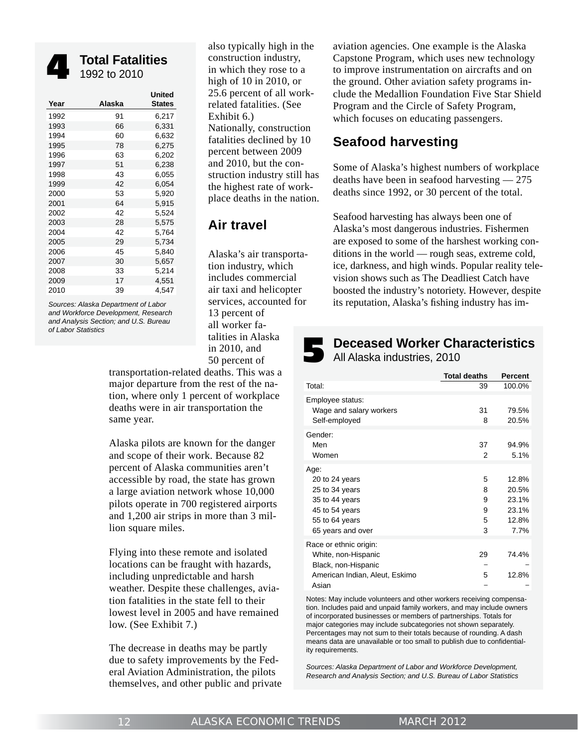## 4 Total Fatalities
1992 to 2010

| Year | Alaska | United States |
|---|---|---|
| 1992 | 91 | 6,217 |
| 1993 | 66 | 6,331 |
| 1994 | 60 | 6,632 |
| 1995 | 78 | 6,275 |
| 1996 | 63 | 6,202 |
| 1997 | 51 | 6,238 |
| 1998 | 43 | 6,055 |
| 1999 | 42 | 6,054 |
| 2000 | 53 | 5,920 |
| 2001 | 64 | 5,915 |
| 2002 | 42 | 5,524 |
| 2003 | 28 | 5,575 |
| 2004 | 42 | 5,764 |
| 2005 | 29 | 5,734 |
| 2006 | 45 | 5,840 |
| 2007 | 30 | 5,657 |
| 2008 | 33 | 5,214 |
| 2009 | 17 | 4,551 |
| 2010 | 39 | 4,547 |

*Sources: Alaska Department of Labor and Workforce Development, Research and Analysis Section; and U.S. Bureau of Labor Statistics*

also typically high in the construction industry, in which they rose to a high of 10 in 2010, or 25.6 percent of all work-related fatalities. (See Exhibit 6.) Nationally, construction fatalities declined by 10 percent between 2009 and 2010, but the construction industry still has the highest rate of workplace deaths in the nation.

## Air travel

Alaska's air transportation industry, which includes commercial air taxi and helicopter services, accounted for 13 percent of all worker fatalities in Alaska in 2010, and 50 percent of transportation-related deaths. This was a major departure from the rest of the nation, where only 1 percent of workplace deaths were in air transportation the same year.

Alaska pilots are known for the danger and scope of their work. Because 82 percent of Alaska communities aren't accessible by road, the state has grown a large aviation network whose 10,000 pilots operate in 700 registered airports and 1,200 air strips in more than 3 million square miles.

Flying into these remote and isolated locations can be fraught with hazards, including unpredictable and harsh weather. Despite these challenges, aviation fatalities in the state fell to their lowest level in 2005 and have remained low. (See Exhibit 7.)

The decrease in deaths may be partly due to safety improvements by the Federal Aviation Administration, the pilots themselves, and other public and private aviation agencies. One example is the Alaska Capstone Program, which uses new technology to improve instrumentation on aircrafts and on the ground. Other aviation safety programs include the Medallion Foundation Five Star Shield Program and the Circle of Safety Program, which focuses on educating passengers.

## Seafood harvesting

Some of Alaska's highest numbers of workplace deaths have been in seafood harvesting — 275 deaths since 1992, or 30 percent of the total.

Seafood harvesting has always been one of Alaska's most dangerous industries. Fishermen are exposed to some of the harshest working conditions in the world — rough seas, extreme cold, ice, darkness, and high winds. Popular reality television shows such as The Deadliest Catch have boosted the industry's notoriety. However, despite its reputation, Alaska's fishing industry has im-

## 5 Deceased Worker Characteristics
All Alaska industries, 2010

| | Total deaths | Percent |
|---|---|---|
| Total: | 39 | 100.0% |
| Employee status: | | |
| Wage and salary workers | 31 | 79.5% |
| Self-employed | 8 | 20.5% |
| Gender: | | |
| Men | 37 | 94.9% |
| Women | 2 | 5.1% |
| Age: | | |
| 20 to 24 years | 5 | 12.8% |
| 25 to 34 years | 8 | 20.5% |
| 35 to 44 years | 9 | 23.1% |
| 45 to 54 years | 9 | 23.1% |
| 55 to 64 years | 5 | 12.8% |
| 65 years and over | 3 | 7.7% |
| Race or ethnic origin: | | |
| White, non-Hispanic | 29 | 74.4% |
| Black, non-Hispanic | – | – |
| American Indian, Aleut, Eskimo | 5 | 12.8% |
| Asian | – | – |

Notes: May include volunteers and other workers receiving compensation. Includes paid and unpaid family workers, and may include owners of incorporated businesses or members of partnerships. Totals for major categories may include subcategories not shown separately. Percentages may not sum to their totals because of rounding. A dash means data are unavailable or too small to publish due to confidentiality requirements.

*Sources: Alaska Department of Labor and Workforce Development, Research and Analysis Section; and U.S. Bureau of Labor Statistics*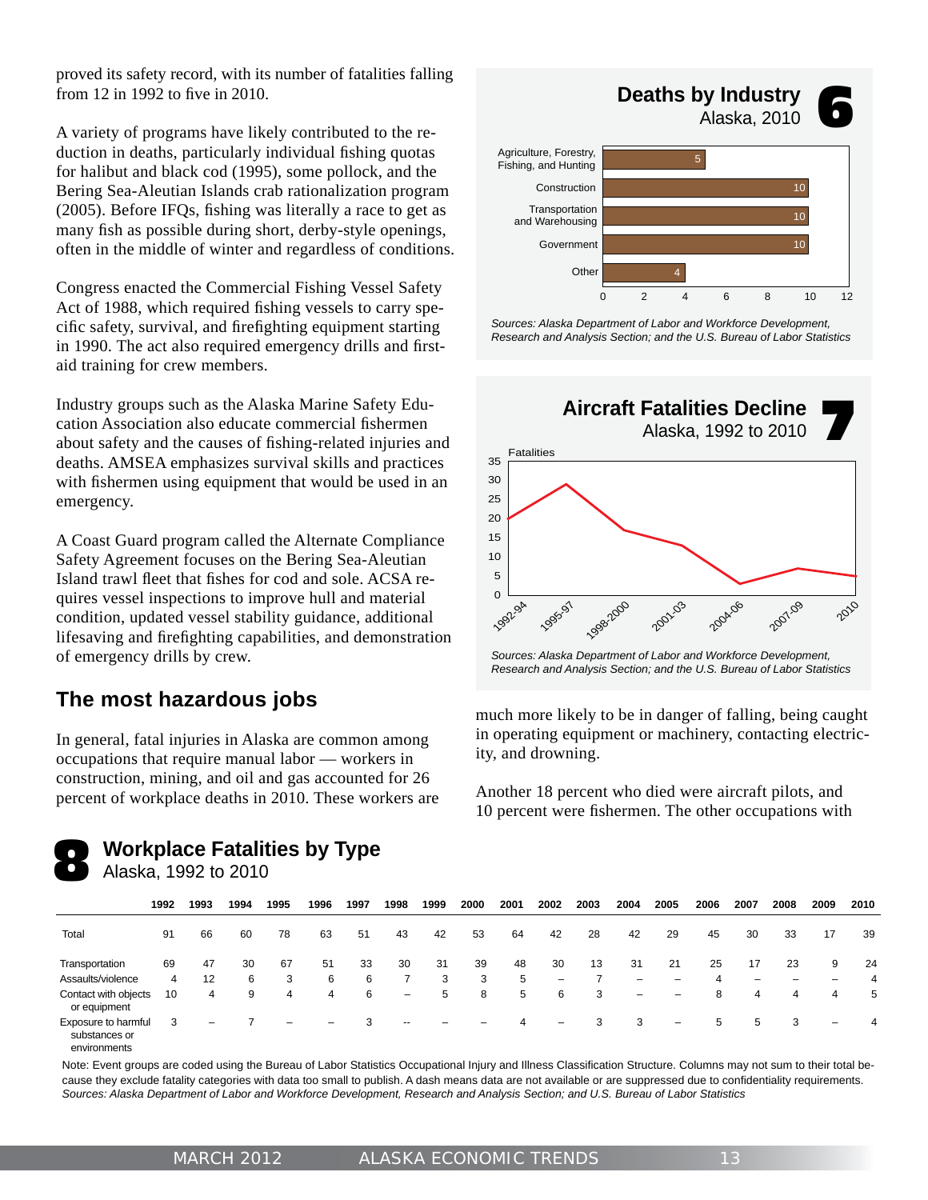proved its safety record, with its number of fatalities falling from 12 in 1992 to five in 2010.

A variety of programs have likely contributed to the reduction in deaths, particularly individual fishing quotas for halibut and black cod (1995), some pollock, and the Bering Sea-Aleutian Islands crab rationalization program (2005). Before IFQs, fishing was literally a race to get as many fish as possible during short, derby-style openings, often in the middle of winter and regardless of conditions.

Congress enacted the Commercial Fishing Vessel Safety Act of 1988, which required fishing vessels to carry specific safety, survival, and firefighting equipment starting in 1990. The act also required emergency drills and first-aid training for crew members.

Industry groups such as the Alaska Marine Safety Education Association also educate commercial fishermen about safety and the causes of fishing-related injuries and deaths. AMSEA emphasizes survival skills and practices with fishermen using equipment that would be used in an emergency.

A Coast Guard program called the Alternate Compliance Safety Agreement focuses on the Bering Sea-Aleutian Island trawl fleet that fishes for cod and sole. ACSA requires vessel inspections to improve hull and material condition, updated vessel stability guidance, additional lifesaving and firefighting capabilities, and demonstration of emergency drills by crew.

## The most hazardous jobs

In general, fatal injuries in Alaska are common among occupations that require manual labor — workers in construction, mining, and oil and gas accounted for 26 percent of workplace deaths in 2010. These workers are much more likely to be in danger of falling, being caught in operating equipment or machinery, contacting electricity, and drowning.

Another 18 percent who died were aircraft pilots, and 10 percent were fishermen. The other occupations with

### 6 Deaths by Industry
Alaska, 2010

| Industry | Deaths |
|---|---|
| Agriculture, Forestry, Fishing, and Hunting | 5 |
| Construction | 10 |
| Transportation and Warehousing | 10 |
| Government | 10 |
| Other | 4 |

*Sources: Alaska Department of Labor and Workforce Development, Research and Analysis Section; and the U.S. Bureau of Labor Statistics*

### 7 Aircraft Fatalities Decline
Alaska, 1992 to 2010

*Sources: Alaska Department of Labor and Workforce Development, Research and Analysis Section; and the U.S. Bureau of Labor Statistics*

### 8 Workplace Fatalities by Type
Alaska, 1992 to 2010

| | 1992 | 1993 | 1994 | 1995 | 1996 | 1997 | 1998 | 1999 | 2000 | 2001 | 2002 | 2003 | 2004 | 2005 | 2006 | 2007 | 2008 | 2009 | 2010 |
|---|---|---|---|---|---|---|---|---|---|---|---|---|---|---|---|---|---|---|---|
| Total | 91 | 66 | 60 | 78 | 63 | 51 | 43 | 42 | 53 | 64 | 42 | 28 | 42 | 29 | 45 | 30 | 33 | 17 | 39 |
| Transportation | 69 | 47 | 30 | 67 | 51 | 33 | 30 | 31 | 39 | 48 | 30 | 13 | 31 | 21 | 25 | 17 | 23 | 9 | 24 |
| Assaults/violence | 4 | 12 | 6 | 3 | 6 | 6 | 7 | 3 | 3 | 5 | – | 7 | – | – | 4 | – | – | – | 4 |
| Contact with objects or equipment | 10 | 4 | 9 | 4 | 4 | 6 | – | 5 | 8 | 5 | 6 | 3 | – | – | 8 | 4 | 4 | 4 | 5 |
| Exposure to harmful substances or environments | 3 | – | 7 | – | – | 3 | -- | – | – | 4 | – | 3 | 3 | – | 5 | 5 | 3 | – | 4 |

Note: Event groups are coded using the Bureau of Labor Statistics Occupational Injury and Illness Classification Structure. Columns may not sum to their total because they exclude fatality categories with data too small to publish. A dash means data are not available or are suppressed due to confidentiality requirements.
*Sources: Alaska Department of Labor and Workforce Development, Research and Analysis Section; and U.S. Bureau of Labor Statistics*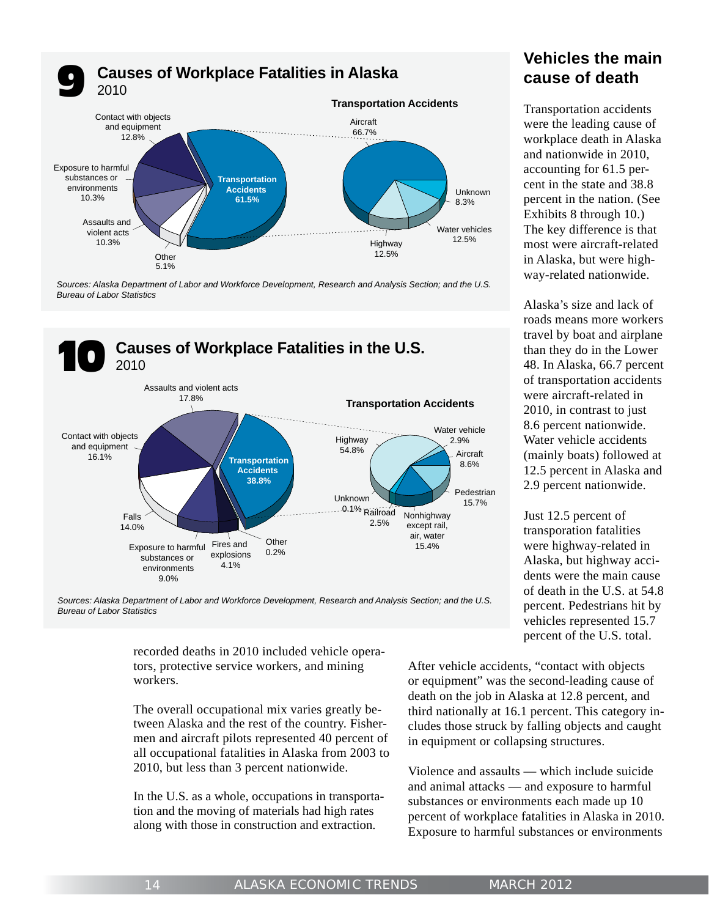## 9 Causes of Workplace Fatalities in Alaska

2010

**Transportation Accidents**

| Cause | Percent |
|---|---|
| Transportation Accidents | 61.5% |
| Contact with objects and equipment | 12.8% |
| Exposure to harmful substances or environments | 10.3% |
| Assaults and violent acts | 10.3% |
| Other | 5.1% |

| Transportation Accidents | Percent |
|---|---|
| Aircraft | 66.7% |
| Unknown | 8.3% |
| Water vehicles | 12.5% |
| Highway | 12.5% |

*Sources: Alaska Department of Labor and Workforce Development, Research and Analysis Section; and the U.S. Bureau of Labor Statistics*

## 10 Causes of Workplace Fatalities in the U.S.

2010

**Transportation Accidents**

| Cause | Percent |
|---|---|
| Transportation Accidents | 38.8% |
| Assaults and violent acts | 17.8% |
| Contact with objects and equipment | 16.1% |
| Falls | 14.0% |
| Exposure to harmful substances or environments | 9.0% |
| Fires and explosions | 4.1% |
| Other | 0.2% |

| Transportation Accidents | Percent |
|---|---|
| Highway | 54.8% |
| Water vehicle | 2.9% |
| Aircraft | 8.6% |
| Pedestrian | 15.7% |
| Nonhighway except rail, air, water | 15.4% |
| Railroad | 2.5% |
| Unknown | 0.1% |

*Sources: Alaska Department of Labor and Workforce Development, Research and Analysis Section; and the U.S. Bureau of Labor Statistics*

recorded deaths in 2010 included vehicle operators, protective service workers, and mining workers.

The overall occupational mix varies greatly between Alaska and the rest of the country. Fishermen and aircraft pilots represented 40 percent of all occupational fatalities in Alaska from 2003 to 2010, but less than 3 percent nationwide.

In the U.S. as a whole, occupations in transportation and the moving of materials had high rates along with those in construction and extraction.

## Vehicles the main cause of death

Transportation accidents were the leading cause of workplace death in Alaska and nationwide in 2010, accounting for 61.5 percent in the state and 38.8 percent in the nation. (See Exhibits 8 through 10.) The key difference is that most were aircraft-related in Alaska, but were highway-related nationwide.

Alaska's size and lack of roads means more workers travel by boat and airplane than they do in the Lower 48. In Alaska, 66.7 percent of transportation accidents were aircraft-related in 2010, in contrast to just 8.6 percent nationwide. Water vehicle accidents (mainly boats) followed at 12.5 percent in Alaska and 2.9 percent nationwide.

Just 12.5 percent of transporation fatalities were highway-related in Alaska, but highway accidents were the main cause of death in the U.S. at 54.8 percent. Pedestrians hit by vehicles represented 15.7 percent of the U.S. total.

After vehicle accidents, "contact with objects or equipment" was the second-leading cause of death on the job in Alaska at 12.8 percent, and third nationally at 16.1 percent. This category includes those struck by falling objects and caught in equipment or collapsing structures.

Violence and assaults — which include suicide and animal attacks — and exposure to harmful substances or environments each made up 10 percent of workplace fatalities in Alaska in 2010. Exposure to harmful substances or environments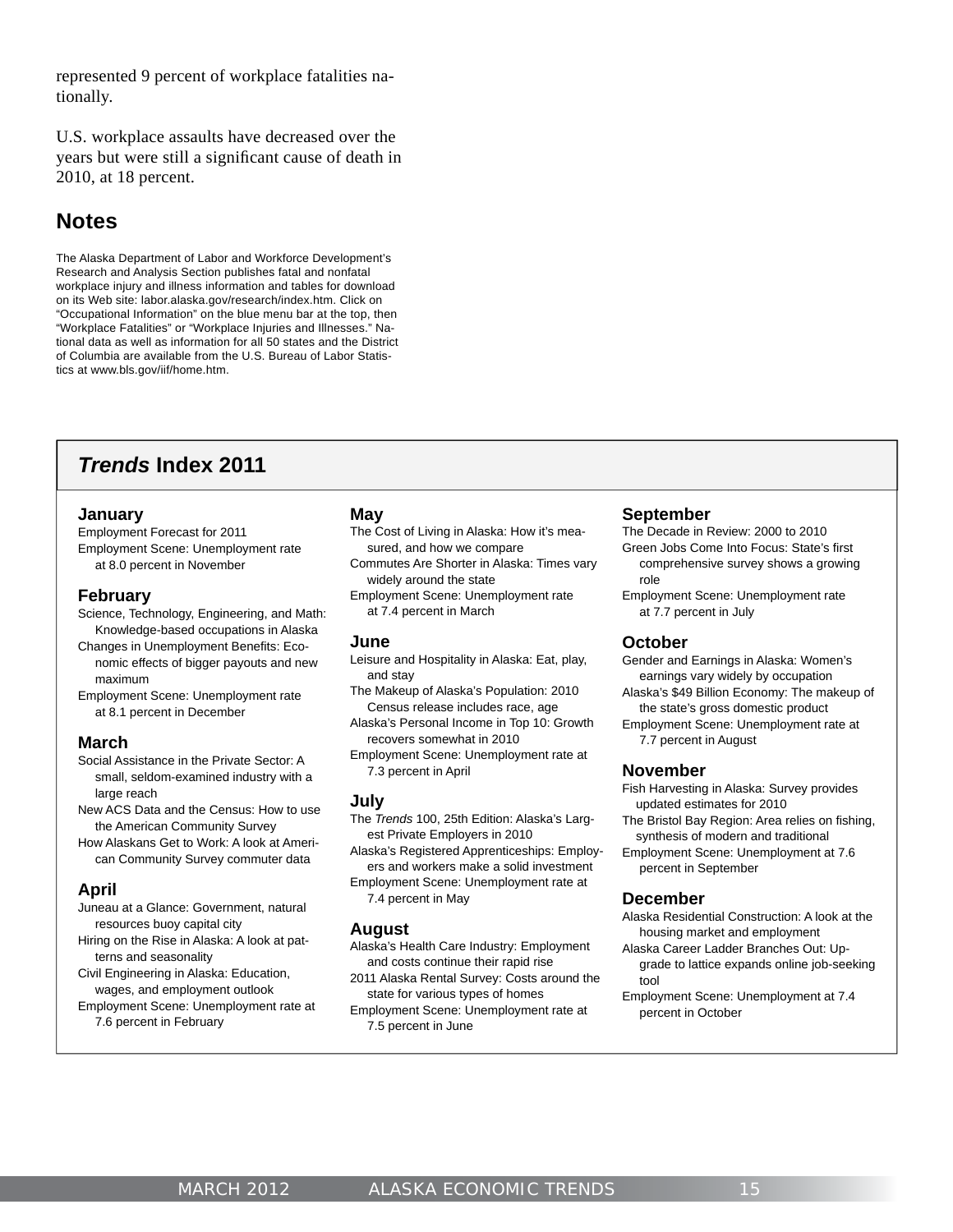represented 9 percent of workplace fatalities nationally.

U.S. workplace assaults have decreased over the years but were still a significant cause of death in 2010, at 18 percent.

## Notes

The Alaska Department of Labor and Workforce Development's Research and Analysis Section publishes fatal and nonfatal workplace injury and illness information and tables for download on its Web site: labor.alaska.gov/research/index.htm. Click on "Occupational Information" on the blue menu bar at the top, then "Workplace Fatalities" or "Workplace Injuries and Illnesses." National data as well as information for all 50 states and the District of Columbia are available from the U.S. Bureau of Labor Statistics at www.bls.gov/iif/home.htm.

## *Trends* Index 2011

### January
Employment Forecast for 2011
Employment Scene: Unemployment rate at 8.0 percent in November

### February
Science, Technology, Engineering, and Math: Knowledge-based occupations in Alaska
Changes in Unemployment Benefits: Economic effects of bigger payouts and new maximum
Employment Scene: Unemployment rate at 8.1 percent in December

### March
Social Assistance in the Private Sector: A small, seldom-examined industry with a large reach
New ACS Data and the Census: How to use the American Community Survey
How Alaskans Get to Work: A look at American Community Survey commuter data

### April
Juneau at a Glance: Government, natural resources buoy capital city
Hiring on the Rise in Alaska: A look at patterns and seasonality
Civil Engineering in Alaska: Education, wages, and employment outlook
Employment Scene: Unemployment rate at 7.6 percent in February

### May
The Cost of Living in Alaska: How it's measured, and how we compare
Commutes Are Shorter in Alaska: Times vary widely around the state
Employment Scene: Unemployment rate at 7.4 percent in March

### June
Leisure and Hospitality in Alaska: Eat, play, and stay
The Makeup of Alaska's Population: 2010 Census release includes race, age
Alaska's Personal Income in Top 10: Growth recovers somewhat in 2010
Employment Scene: Unemployment rate at 7.3 percent in April

### July
The *Trends* 100, 25th Edition: Alaska's Largest Private Employers in 2010
Alaska's Registered Apprenticeships: Employers and workers make a solid investment
Employment Scene: Unemployment rate at 7.4 percent in May

### August
Alaska's Health Care Industry: Employment and costs continue their rapid rise
2011 Alaska Rental Survey: Costs around the state for various types of homes
Employment Scene: Unemployment rate at 7.5 percent in June

### September
The Decade in Review: 2000 to 2010
Green Jobs Come Into Focus: State's first comprehensive survey shows a growing role
Employment Scene: Unemployment rate at 7.7 percent in July

### October
Gender and Earnings in Alaska: Women's earnings vary widely by occupation
Alaska's $49 Billion Economy: The makeup of the state's gross domestic product
Employment Scene: Unemployment rate at 7.7 percent in August

### November
Fish Harvesting in Alaska: Survey provides updated estimates for 2010
The Bristol Bay Region: Area relies on fishing, synthesis of modern and traditional
Employment Scene: Unemployment at 7.6 percent in September

### December
Alaska Residential Construction: A look at the housing market and employment
Alaska Career Ladder Branches Out: Upgrade to lattice expands online job-seeking tool
Employment Scene: Unemployment at 7.4 percent in October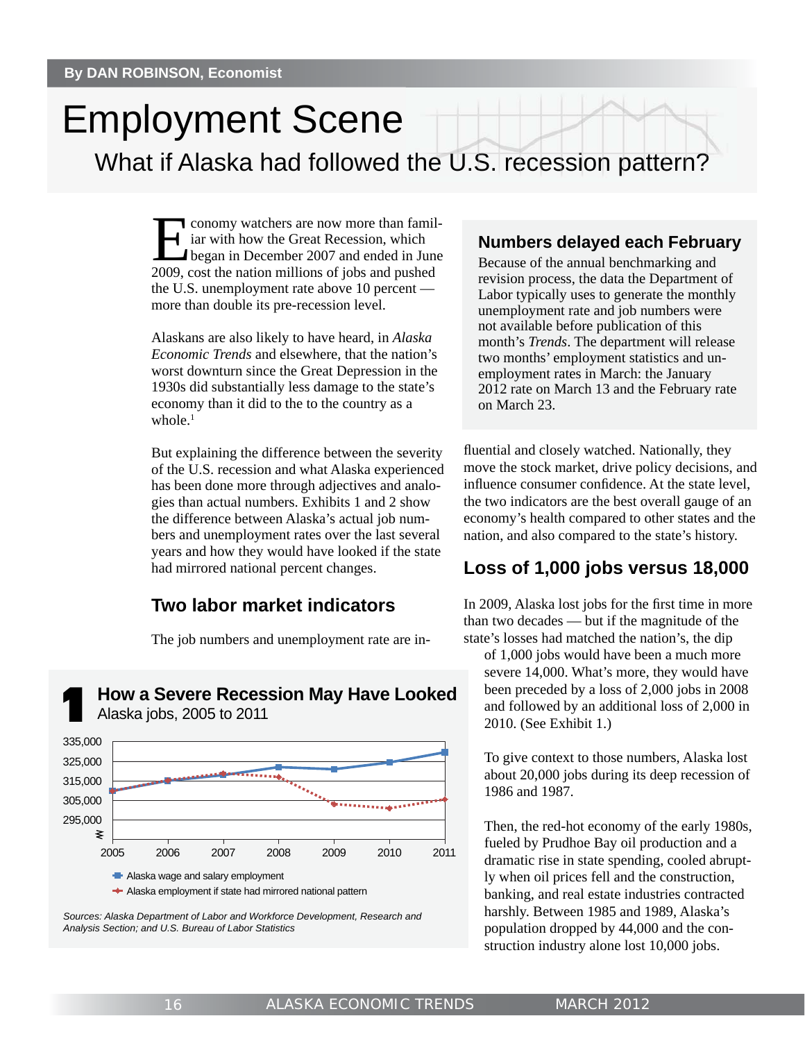By DAN ROBINSON, Economist

# Employment Scene

## What if Alaska had followed the U.S. recession pattern?

Economy watchers are now more than familiar with how the Great Recession, which began in December 2007 and ended in June 2009, cost the nation millions of jobs and pushed the U.S. unemployment rate above 10 percent — more than double its pre-recession level.

Alaskans are also likely to have heard, in *Alaska Economic Trends* and elsewhere, that the nation's worst downturn since the Great Depression in the 1930s did substantially less damage to the state's economy than it did to the to the country as a whole.[1]

But explaining the difference between the severity of the U.S. recession and what Alaska experienced has been done more through adjectives and analogies than actual numbers. Exhibits 1 and 2 show the difference between Alaska's actual job numbers and unemployment rates over the last several years and how they would have looked if the state had mirrored national percent changes.

### Two labor market indicators

The job numbers and unemployment rate are influential and closely watched. Nationally, they move the stock market, drive policy decisions, and influence consumer confidence. At the state level, the two indicators are the best overall gauge of an economy's health compared to other states and the nation, and also compared to the state's history.

### Numbers delayed each February

Because of the annual benchmarking and revision process, the data the Department of Labor typically uses to generate the monthly unemployment rate and job numbers were not available before publication of this month's *Trends*. The department will release two months' employment statistics and unemployment rates in March: the January 2012 rate on March 13 and the February rate on March 23.

### Loss of 1,000 jobs versus 18,000

In 2009, Alaska lost jobs for the first time in more than two decades — but if the magnitude of the state's losses had matched the nation's, the dip of 1,000 jobs would have been a much more severe 14,000. What's more, they would have been preceded by a loss of 2,000 jobs in 2008 and followed by an additional loss of 2,000 in 2010. (See Exhibit 1.)

To give context to those numbers, Alaska lost about 20,000 jobs during its deep recession of 1986 and 1987.

Then, the red-hot economy of the early 1980s, fueled by Prudhoe Bay oil production and a dramatic rise in state spending, cooled abruptly when oil prices fell and the construction, banking, and real estate industries contracted harshly. Between 1985 and 1989, Alaska's population dropped by 44,000 and the construction industry alone lost 10,000 jobs.

**1 How a Severe Recession May Have Looked**
Alaska jobs, 2005 to 2011

(Chart: y-axis 295,000 to 335,000; x-axis 2005 to 2011. Series: Alaska wage and salary employment; Alaska employment if state had mirrored national pattern)

Sources: Alaska Department of Labor and Workforce Development, Research and Analysis Section; and U.S. Bureau of Labor Statistics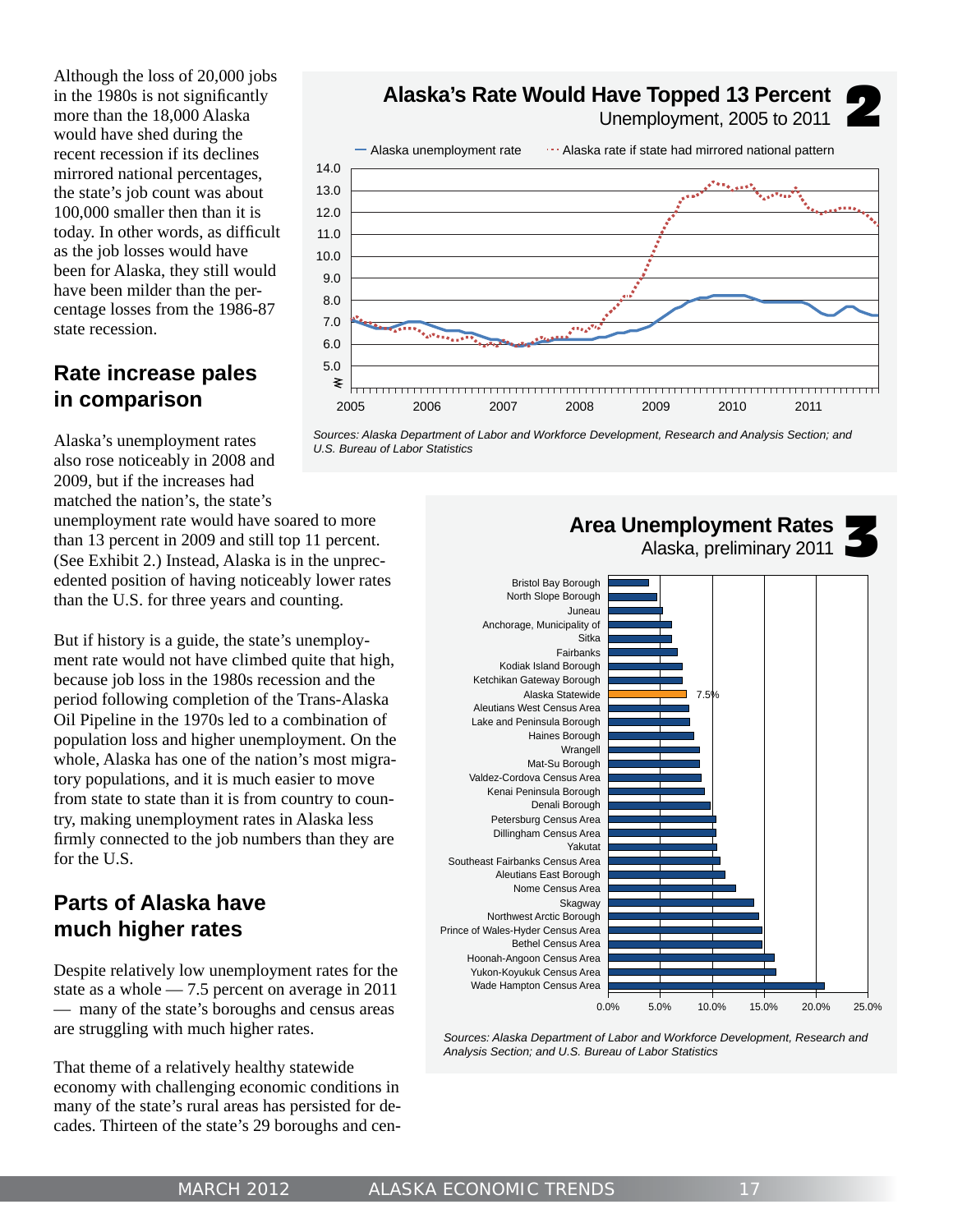Although the loss of 20,000 jobs in the 1980s is not significantly more than the 18,000 Alaska would have shed during the recent recession if its declines mirrored national percentages, the state's job count was about 100,000 smaller then than it is today. In other words, as difficult as the job losses would have been for Alaska, they still would have been milder than the percentage losses from the 1986-87 state recession.

## Rate increase pales in comparison

Alaska's unemployment rates also rose noticeably in 2008 and 2009, but if the increases had matched the nation's, the state's unemployment rate would have soared to more than 13 percent in 2009 and still top 11 percent. (See Exhibit 2.) Instead, Alaska is in the unprecedented position of having noticeably lower rates than the U.S. for three years and counting.

But if history is a guide, the state's unemployment rate wouldn't have climbed quite that high, because job loss in the 1980s recession and the period following completion of the Trans-Alaska Oil Pipeline in the 1970s led to a combination of population loss and higher unemployment. On the whole, Alaska has one of the nation's most migratory populations, and it is much easier to move from state to state than it is from country to country, making unemployment rates in Alaska less firmly connected to the job numbers than they are for the U.S.

## Parts of Alaska have much higher rates

Despite relatively low unemployment rates for the state as a whole — 7.5 percent on average in 2011 — many of the state's boroughs and census areas are struggling with much higher rates.

That theme of a relatively healthy statewide economy with challenging economic conditions in many of the state's rural areas has persisted for decades. Thirteen of the state's 29 boroughs and cen-

**2 Alaska's Rate Would Have Topped 13 Percent**
Unemployment, 2005 to 2011

Legend: Alaska unemployment rate; Alaska rate if state had mirrored national pattern

*Sources: Alaska Department of Labor and Workforce Development, Research and Analysis Section; and U.S. Bureau of Labor Statistics*

**3 Area Unemployment Rates**
Alaska, preliminary 2011

Areas (lowest to highest): Bristol Bay Borough; North Slope Borough; Juneau; Anchorage, Municipality of; Sitka; Fairbanks; Kodiak Island Borough; Ketchikan Gateway Borough; Alaska Statewide (7.5%); Aleutians West Census Area; Lake and Peninsula Borough; Haines Borough; Wrangell; Mat-Su Borough; Valdez-Cordova Census Area; Kenai Peninsula Borough; Denali Borough; Petersburg Census Area; Dillingham Census Area; Yakutat; Southeast Fairbanks Census Area; Aleutians East Borough; Nome Census Area; Skagway; Northwest Arctic Borough; Prince of Wales-Hyder Census Area; Bethel Census Area; Hoonah-Angoon Census Area; Yukon-Koyukuk Census Area; Wade Hampton Census Area

*Sources: Alaska Department of Labor and Workforce Development, Research and Analysis Section; and U.S. Bureau of Labor Statistics*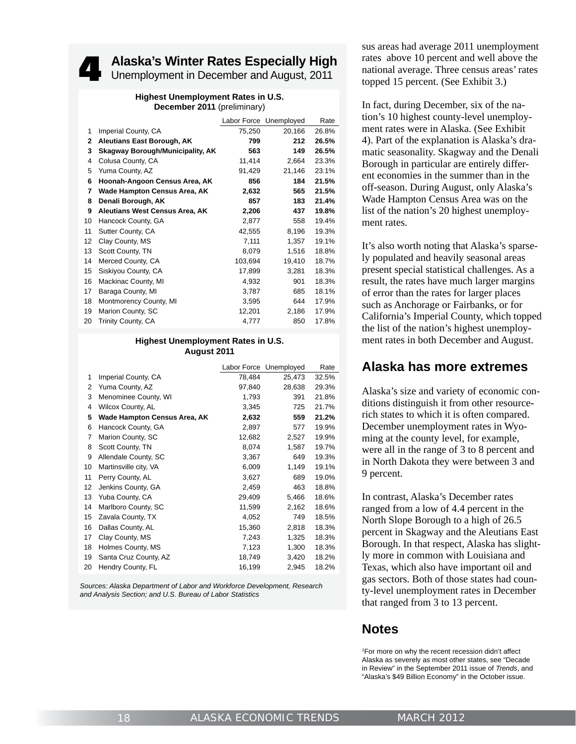## 4 Alaska's Winter Rates Especially High

Unemployment in December and August, 2011

**Highest Unemployment Rates in U.S.**
**December 2011** (preliminary)

| | | Labor Force | Unemployed | Rate |
|---|---|---|---|---|
| 1 | Imperial County, CA | 75,250 | 20,166 | 26.8% |
| **2** | **Aleutians East Borough, AK** | **799** | **212** | **26.5%** |
| **3** | **Skagway Borough/Municipality, AK** | **563** | **149** | **26.5%** |
| 4 | Colusa County, CA | 11,414 | 2,664 | 23.3% |
| 5 | Yuma County, AZ | 91,429 | 21,146 | 23.1% |
| **6** | **Hoonah-Angoon Census Area, AK** | **856** | **184** | **21.5%** |
| **7** | **Wade Hampton Census Area, AK** | **2,632** | **565** | **21.5%** |
| **8** | **Denali Borough, AK** | **857** | **183** | **21.4%** |
| **9** | **Aleutians West Census Area, AK** | **2,206** | **437** | **19.8%** |
| 10 | Hancock County, GA | 2,877 | 558 | 19.4% |
| 11 | Sutter County, CA | 42,555 | 8,196 | 19.3% |
| 12 | Clay County, MS | 7,111 | 1,357 | 19.1% |
| 13 | Scott County, TN | 8,079 | 1,516 | 18.8% |
| 14 | Merced County, CA | 103,694 | 19,410 | 18.7% |
| 15 | Siskiyou County, CA | 17,899 | 3,281 | 18.3% |
| 16 | Mackinac County, MI | 4,932 | 901 | 18.3% |
| 17 | Baraga County, MI | 3,787 | 685 | 18.1% |
| 18 | Montmorency County, MI | 3,595 | 644 | 17.9% |
| 19 | Marion County, SC | 12,201 | 2,186 | 17.9% |
| 20 | Trinity County, CA | 4,777 | 850 | 17.8% |

**Highest Unemployment Rates in U.S.**
**August 2011**

| | | Labor Force | Unemployed | Rate |
|---|---|---|---|---|
| 1 | Imperial County, CA | 78,484 | 25,473 | 32.5% |
| 2 | Yuma County, AZ | 97,840 | 28,638 | 29.3% |
| 3 | Menominee County, WI | 1,793 | 391 | 21.8% |
| 4 | Wilcox County, AL | 3,345 | 725 | 21.7% |
| **5** | **Wade Hampton Census Area, AK** | **2,632** | **559** | **21.2%** |
| 6 | Hancock County, GA | 2,897 | 577 | 19.9% |
| 7 | Marion County, SC | 12,682 | 2,527 | 19.9% |
| 8 | Scott County, TN | 8,074 | 1,587 | 19.7% |
| 9 | Allendale County, SC | 3,367 | 649 | 19.3% |
| 10 | Martinsville city, VA | 6,009 | 1,149 | 19.1% |
| 11 | Perry County, AL | 3,627 | 689 | 19.0% |
| 12 | Jenkins County, GA | 2,459 | 463 | 18.8% |
| 13 | Yuba County, CA | 29,409 | 5,466 | 18.6% |
| 14 | Marlboro County, SC | 11,599 | 2,162 | 18.6% |
| 15 | Zavala County, TX | 4,052 | 749 | 18.5% |
| 16 | Dallas County, AL | 15,360 | 2,818 | 18.3% |
| 17 | Clay County, MS | 7,243 | 1,325 | 18.3% |
| 18 | Holmes County, MS | 7,123 | 1,300 | 18.3% |
| 19 | Santa Cruz County, AZ | 18,749 | 3,420 | 18.2% |
| 20 | Hendry County, FL | 16,199 | 2,945 | 18.2% |

*Sources: Alaska Department of Labor and Workforce Development, Research and Analysis Section; and U.S. Bureau of Labor Statistics*

sus areas had average 2011 unemployment rates above 10 percent and well above the national average. Three census areas' rates topped 15 percent. (See Exhibit 3.)

In fact, during December, six of the nation's 10 highest county-level unemployment rates were in Alaska. (See Exhibit 4). Part of the explanation is Alaska's dramatic seasonality. Skagway and the Denali Borough in particular are entirely different economies in the summer than in the off-season. During August, only Alaska's Wade Hampton Census Area was on the list of the nation's 20 highest unemployment rates.

It's also worth noting that Alaska's sparsely populated and heavily seasonal areas present special statistical challenges. As a result, the rates have much larger margins of error than the rates for larger places such as Anchorage or Fairbanks, or for California's Imperial County, which topped the list of the nation's highest unemployment rates in both December and August.

## Alaska has more extremes

Alaska's size and variety of economic conditions distinguish it from other resource-rich states to which it is often compared. December unemployment rates in Wyoming at the county level, for example, were all in the range of 3 to 8 percent and in North Dakota they were between 3 and 9 percent.

In contrast, Alaska's December rates ranged from a low of 4.4 percent in the North Slope Borough to a high of 26.5 percent in Skagway and the Aleutians East Borough. In that respect, Alaska has slightly more in common with Louisiana and Texas, which also have important oil and gas sectors. Both of those states had county-level unemployment rates in December that ranged from 3 to 13 percent.

## Notes

[1]For more on why the recent recession didn't affect Alaska as severely as most other states, see "Decade in Review" in the September 2011 issue of *Trends*, and "Alaska's $49 Billion Economy" in the October issue.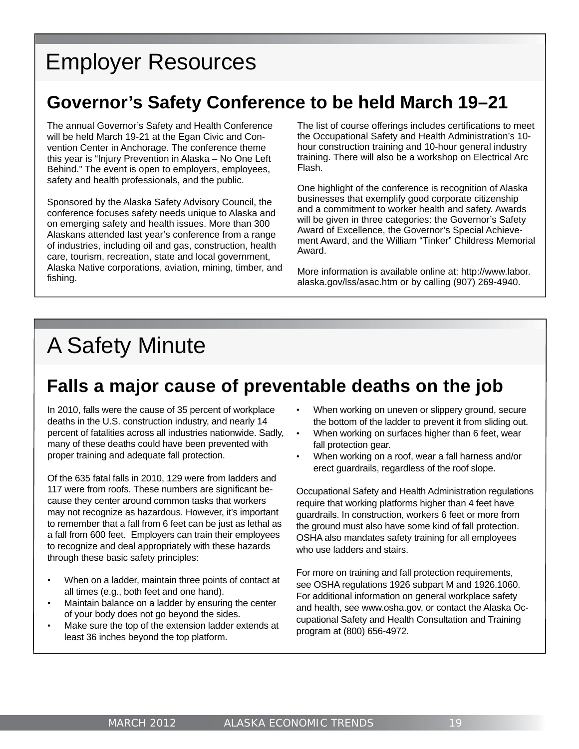# Employer Resources

## Governor's Safety Conference to be held March 19–21

The annual Governor's Safety and Health Conference will be held March 19-21 at the Egan Civic and Convention Center in Anchorage. The conference theme this year is "Injury Prevention in Alaska – No One Left Behind." The event is open to employers, employees, safety and health professionals, and the public.

Sponsored by the Alaska Safety Advisory Council, the conference focuses safety needs unique to Alaska and on emerging safety and health issues. More than 300 Alaskans attended last year's conference from a range of industries, including oil and gas, construction, health care, tourism, recreation, state and local government, Alaska Native corporations, aviation, mining, timber, and fishing.

The list of course offerings includes certifications to meet the Occupational Safety and Health Administration's 10-hour construction training and 10-hour general industry training. There will also be a workshop on Electrical Arc Flash.

One highlight of the conference is recognition of Alaska businesses that exemplify good corporate citizenship and a commitment to worker health and safety. Awards will be given in three categories: the Governor's Safety Award of Excellence, the Governor's Special Achievement Award, and the William "Tinker" Childress Memorial Award.

More information is available online at: http://www.labor.alaska.gov/lss/asac.htm or by calling (907) 269-4940.

# A Safety Minute

## Falls a major cause of preventable deaths on the job

In 2010, falls were the cause of 35 percent of workplace deaths in the U.S. construction industry, and nearly 14 percent of fatalities across all industries nationwide. Sadly, many of these deaths could have been prevented with proper training and adequate fall protection.

Of the 635 fatal falls in 2010, 129 were from ladders and 117 were from roofs. These numbers are significant because they center around common tasks that workers may not recognize as hazardous. However, it's important to remember that a fall from 6 feet can be just as lethal as a fall from 600 feet. Employers can train their employees to recognize and deal appropriately with these hazards through these basic safety principles:

- When on a ladder, maintain three points of contact at all times (e.g., both feet and one hand).
- Maintain balance on a ladder by ensuring the center of your body does not go beyond the sides.
- Make sure the top of the extension ladder extends at least 36 inches beyond the top platform.
- When working on uneven or slippery ground, secure the bottom of the ladder to prevent it from sliding out.
- When working on surfaces higher than 6 feet, wear fall protection gear.
- When working on a roof, wear a fall harness and/or erect guardrails, regardless of the roof slope.

Occupational Safety and Health Administration regulations require that working platforms higher than 4 feet have guardrails. In construction, workers 6 feet or more from the ground must also have some kind of fall protection. OSHA also mandates safety training for all employees who use ladders and stairs.

For more on training and fall protection requirements, see OSHA regulations 1926 subpart M and 1926.1060. For additional information on general workplace safety and health, see www.osha.gov, or contact the Alaska Occupational Safety and Health Consultation and Training program at (800) 656-4972.